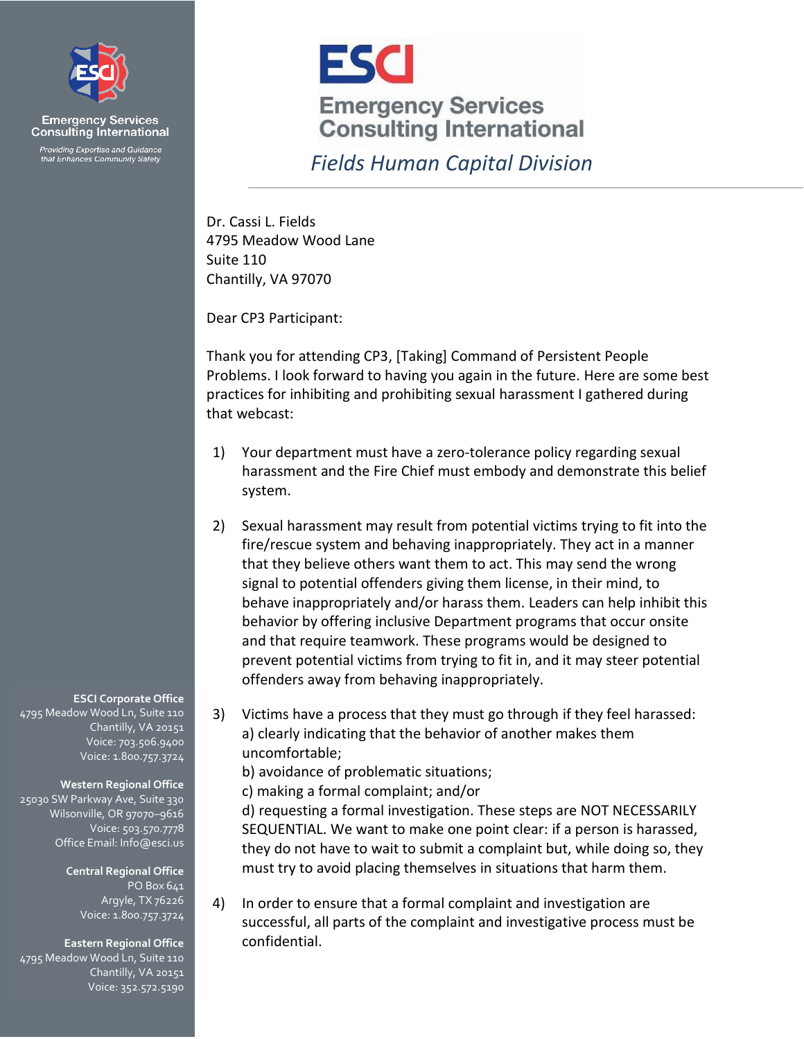Emergency Services Consulting International

*Providing Expertise and Guidance that Enhances Community Safety*

# ESCI Emergency Services Consulting International

*Fields Human Capital Division*

Dr. Cassi L. Fields
4795 Meadow Wood Lane
Suite 110
Chantilly, VA 97070

Dear CP3 Participant:

Thank you for attending CP3, [Taking] Command of Persistent People Problems. I look forward to having you again in the future. Here are some best practices for inhibiting and prohibiting sexual harassment I gathered during that webcast:

1) Your department must have a zero-tolerance policy regarding sexual harassment and the Fire Chief must embody and demonstrate this belief system.

2) Sexual harassment may result from potential victims trying to fit into the fire/rescue system and behaving inappropriately. They act in a manner that they believe others want them to act. This may send the wrong signal to potential offenders giving them license, in their mind, to behave inappropriately and/or harass them. Leaders can help inhibit this behavior by offering inclusive Department programs that occur onsite and that require teamwork. These programs would be designed to prevent potential victims from trying to fit in, and it may steer potential offenders away from behaving inappropriately.

3) Victims have a process that they must go through if they feel harassed:
   a) clearly indicating that the behavior of another makes them uncomfortable;
   b) avoidance of problematic situations;
   c) making a formal complaint; and/or
   d) requesting a formal investigation. These steps are NOT NECESSARILY SEQUENTIAL. We want to make one point clear: if a person is harassed, they do not have to wait to submit a complaint but, while doing so, they must try to avoid placing themselves in situations that harm them.

4) In order to ensure that a formal complaint and investigation are successful, all parts of the complaint and investigative process must be confidential.

**ESCI Corporate Office**
4795 Meadow Wood Ln, Suite 110
Chantilly, VA 20151
Voice: 703.506.9400
Voice: 1.800.757.3724

**Western Regional Office**
25030 SW Parkway Ave, Suite 330
Wilsonville, OR 97070–9616
Voice: 503.570.7778
Office Email: Info@esci.us

**Central Regional Office**
PO Box 641
Argyle, TX 76226
Voice: 1.800.757.3724

**Eastern Regional Office**
4795 Meadow Wood Ln, Suite 110
Chantilly, VA 20151
Voice: 352.572.5190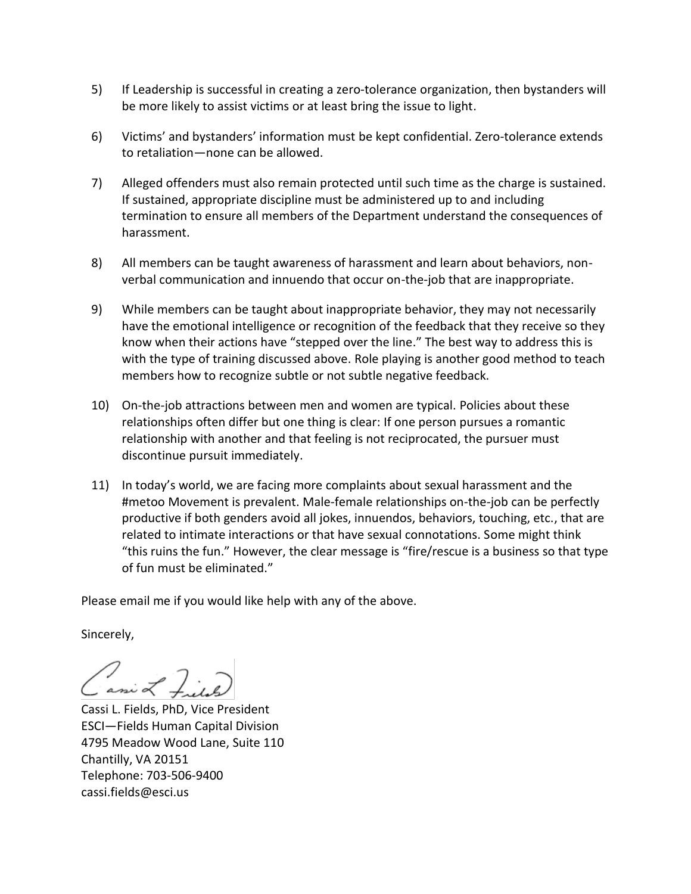5) If Leadership is successful in creating a zero-tolerance organization, then bystanders will be more likely to assist victims or at least bring the issue to light.

6) Victims' and bystanders' information must be kept confidential. Zero-tolerance extends to retaliation—none can be allowed.

7) Alleged offenders must also remain protected until such time as the charge is sustained. If sustained, appropriate discipline must be administered up to and including termination to ensure all members of the Department understand the consequences of harassment.

8) All members can be taught awareness of harassment and learn about behaviors, non-verbal communication and innuendo that occur on-the-job that are inappropriate.

9) While members can be taught about inappropriate behavior, they may not necessarily have the emotional intelligence or recognition of the feedback that they receive so they know when their actions have "stepped over the line." The best way to address this is with the type of training discussed above. Role playing is another good method to teach members how to recognize subtle or not subtle negative feedback.

10) On-the-job attractions between men and women are typical. Policies about these relationships often differ but one thing is clear: If one person pursues a romantic relationship with another and that feeling is not reciprocated, the pursuer must discontinue pursuit immediately.

11) In today's world, we are facing more complaints about sexual harassment and the #metoo Movement is prevalent. Male-female relationships on-the-job can be perfectly productive if both genders avoid all jokes, innuendos, behaviors, touching, etc., that are related to intimate interactions or that have sexual connotations. Some might think "this ruins the fun." However, the clear message is "fire/rescue is a business so that type of fun must be eliminated."

Please email me if you would like help with any of the above.

Sincerely,

Cassi L. Fields

Cassi L. Fields, PhD, Vice President
ESCI—Fields Human Capital Division
4795 Meadow Wood Lane, Suite 110
Chantilly, VA 20151
Telephone: 703-506-9400
cassi.fields@esci.us